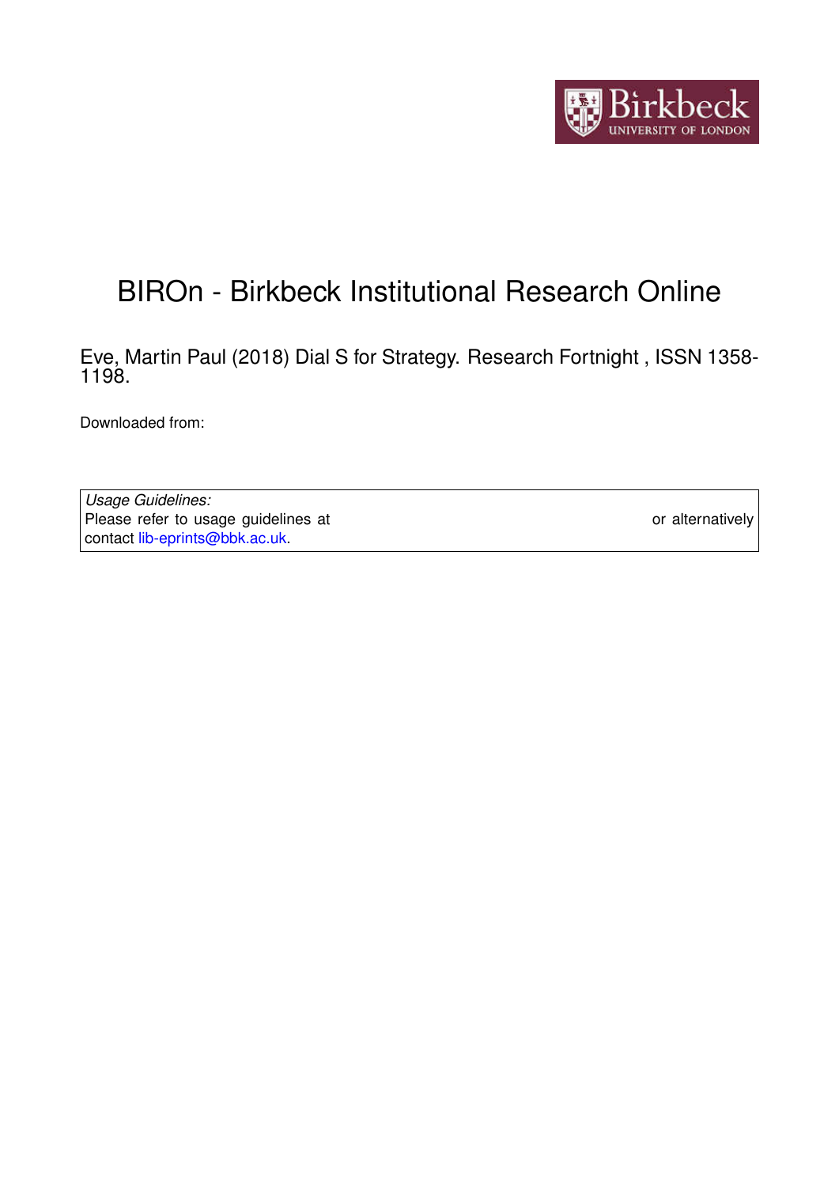# BIROn - Birkbeck Institutional Research Online

Eve, Martin Paul (2018) Dial S for Strategy. Research Fortnight , ISSN 1358-1198.

Downloaded from:

*Usage Guidelines:*
Please refer to usage guidelines at or alternatively contact lib-eprints@bbk.ac.uk.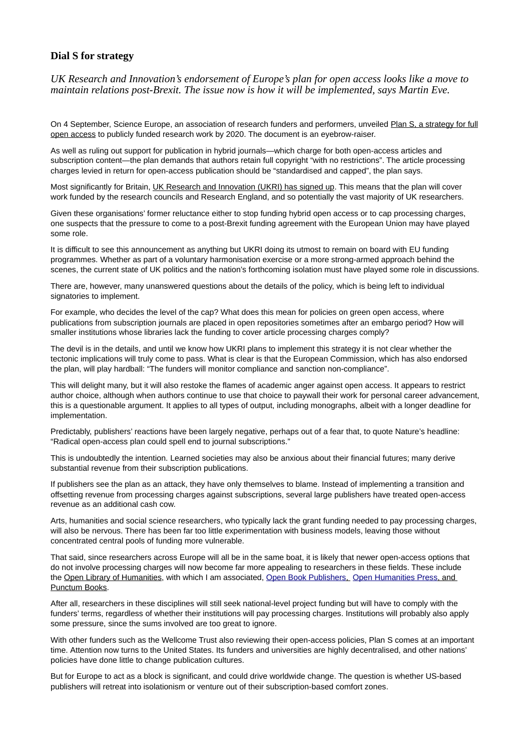## Dial S for strategy

*UK Research and Innovation's endorsement of Europe's plan for open access looks like a move to maintain relations post-Brexit. The issue now is how it will be implemented, says Martin Eve.*

On 4 September, Science Europe, an association of research funders and performers, unveiled Plan S, a strategy for full open access to publicly funded research work by 2020. The document is an eyebrow-raiser.

As well as ruling out support for publication in hybrid journals—which charge for both open-access articles and subscription content—the plan demands that authors retain full copyright "with no restrictions". The article processing charges levied in return for open-access publication should be "standardised and capped", the plan says.

Most significantly for Britain, UK Research and Innovation (UKRI) has signed up. This means that the plan will cover work funded by the research councils and Research England, and so potentially the vast majority of UK researchers.

Given these organisations' former reluctance either to stop funding hybrid open access or to cap processing charges, one suspects that the pressure to come to a post-Brexit funding agreement with the European Union may have played some role.

It is difficult to see this announcement as anything but UKRI doing its utmost to remain on board with EU funding programmes. Whether as part of a voluntary harmonisation exercise or a more strong-armed approach behind the scenes, the current state of UK politics and the nation's forthcoming isolation must have played some role in discussions.

There are, however, many unanswered questions about the details of the policy, which is being left to individual signatories to implement.

For example, who decides the level of the cap? What does this mean for policies on green open access, where publications from subscription journals are placed in open repositories sometimes after an embargo period? How will smaller institutions whose libraries lack the funding to cover article processing charges comply?

The devil is in the details, and until we know how UKRI plans to implement this strategy it is not clear whether the tectonic implications will truly come to pass. What is clear is that the European Commission, which has also endorsed the plan, will play hardball: "The funders will monitor compliance and sanction non-compliance".

This will delight many, but it will also restoke the flames of academic anger against open access. It appears to restrict author choice, although when authors continue to use that choice to paywall their work for personal career advancement, this is a questionable argument. It applies to all types of output, including monographs, albeit with a longer deadline for implementation.

Predictably, publishers' reactions have been largely negative, perhaps out of a fear that, to quote Nature's headline: "Radical open-access plan could spell end to journal subscriptions."

This is undoubtedly the intention. Learned societies may also be anxious about their financial futures; many derive substantial revenue from their subscription publications.

If publishers see the plan as an attack, they have only themselves to blame. Instead of implementing a transition and offsetting revenue from processing charges against subscriptions, several large publishers have treated open-access revenue as an additional cash cow.

Arts, humanities and social science researchers, who typically lack the grant funding needed to pay processing charges, will also be nervous. There has been far too little experimentation with business models, leaving those without concentrated central pools of funding more vulnerable.

That said, since researchers across Europe will all be in the same boat, it is likely that newer open-access options that do not involve processing charges will now become far more appealing to researchers in these fields. These include the Open Library of Humanities, with which I am associated, Open Book Publishers, Open Humanities Press, and Punctum Books.

After all, researchers in these disciplines will still seek national-level project funding but will have to comply with the funders' terms, regardless of whether their institutions will pay processing charges. Institutions will probably also apply some pressure, since the sums involved are too great to ignore.

With other funders such as the Wellcome Trust also reviewing their open-access policies, Plan S comes at an important time. Attention now turns to the United States. Its funders and universities are highly decentralised, and other nations' policies have done little to change publication cultures.

But for Europe to act as a block is significant, and could drive worldwide change. The question is whether US-based publishers will retreat into isolationism or venture out of their subscription-based comfort zones.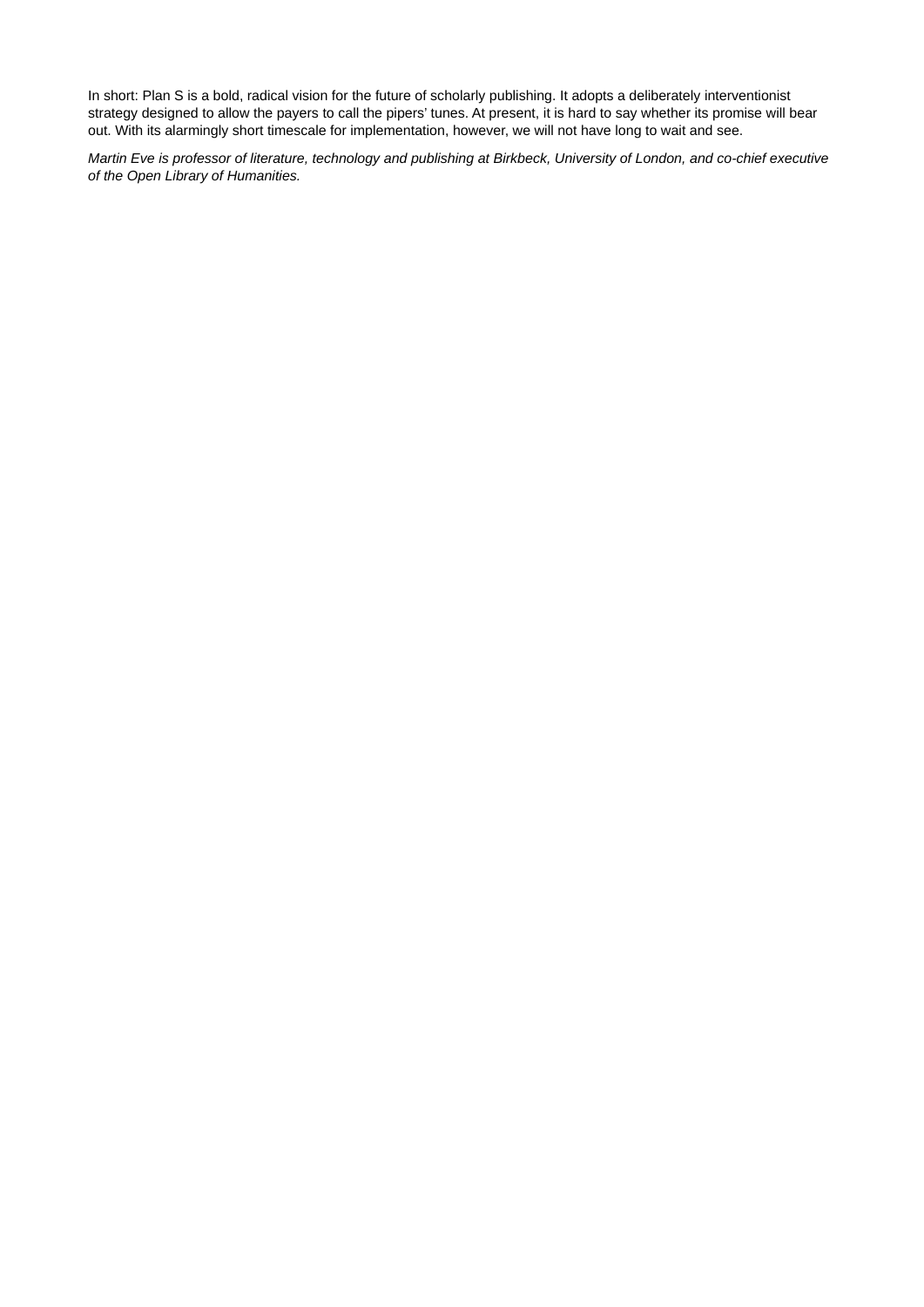In short: Plan S is a bold, radical vision for the future of scholarly publishing. It adopts a deliberately interventionist strategy designed to allow the payers to call the pipers' tunes. At present, it is hard to say whether its promise will bear out. With its alarmingly short timescale for implementation, however, we will not have long to wait and see.

*Martin Eve is professor of literature, technology and publishing at Birkbeck, University of London, and co-chief executive of the Open Library of Humanities.*